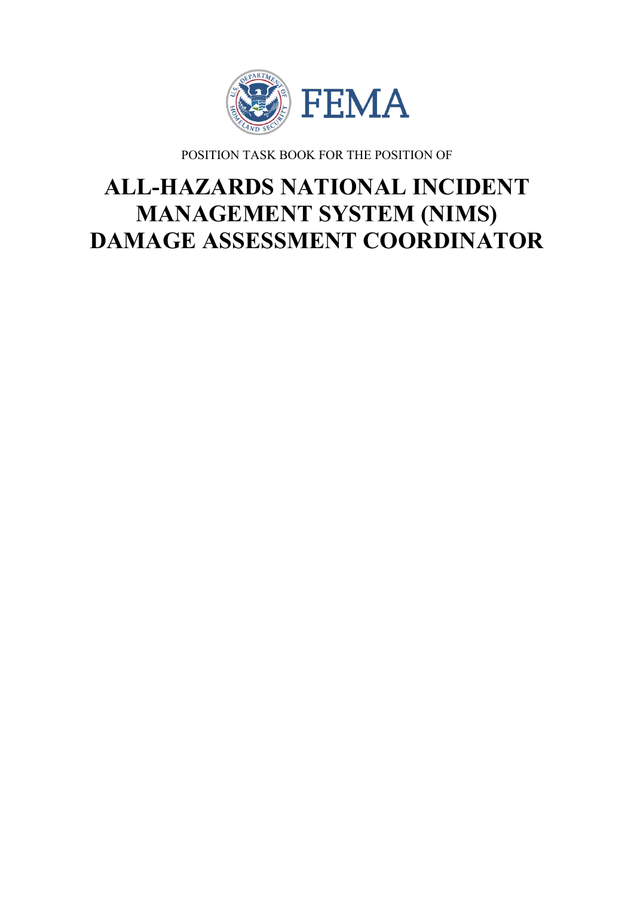POSITION TASK BOOK FOR THE POSITION OF

# ALL-HAZARDS NATIONAL INCIDENT MANAGEMENT SYSTEM (NIMS) DAMAGE ASSESSMENT COORDINATOR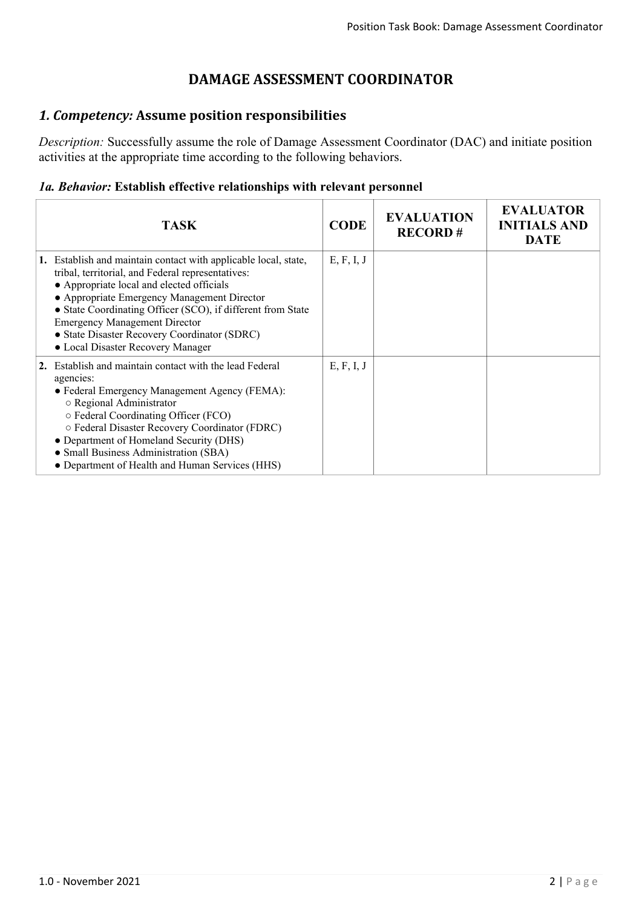# DAMAGE ASSESSMENT COORDINATOR

## *1. Competency:* Assume position responsibilities

*Description:* Successfully assume the role of Damage Assessment Coordinator (DAC) and initiate position activities at the appropriate time according to the following behaviors.

### *1a. Behavior:* Establish effective relationships with relevant personnel

| TASK | CODE | EVALUATION RECORD # | EVALUATOR INITIALS AND DATE |
|---|---|---|---|
| **1.** Establish and maintain contact with applicable local, state, tribal, territorial, and Federal representatives:<br>● Appropriate local and elected officials<br>● Appropriate Emergency Management Director<br>● State Coordinating Officer (SCO), if different from State Emergency Management Director<br>● State Disaster Recovery Coordinator (SDRC)<br>● Local Disaster Recovery Manager | E, F, I, J | | |
| **2.** Establish and maintain contact with the lead Federal agencies:<br>● Federal Emergency Management Agency (FEMA):<br>○ Regional Administrator<br>○ Federal Coordinating Officer (FCO)<br>○ Federal Disaster Recovery Coordinator (FDRC)<br>● Department of Homeland Security (DHS)<br>● Small Business Administration (SBA)<br>● Department of Health and Human Services (HHS) | E, F, I, J | | |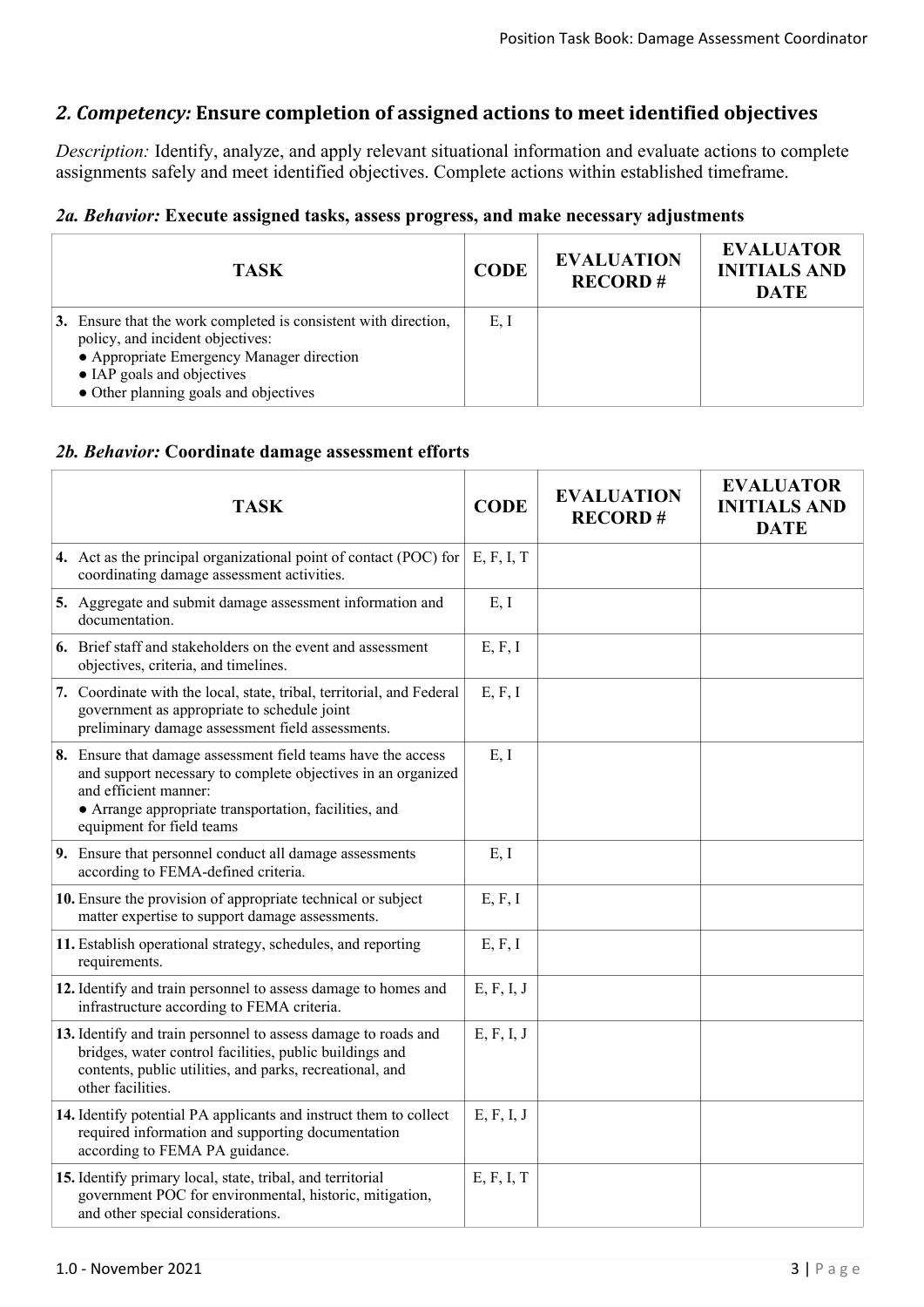## *2. Competency:* Ensure completion of assigned actions to meet identified objectives

*Description:* Identify, analyze, and apply relevant situational information and evaluate actions to complete assignments safely and meet identified objectives. Complete actions within established timeframe.

### *2a. Behavior:* Execute assigned tasks, assess progress, and make necessary adjustments

| TASK | CODE | EVALUATION RECORD # | EVALUATOR INITIALS AND DATE |
|---|---|---|---|
| **3.** Ensure that the work completed is consistent with direction, policy, and incident objectives:<br>● Appropriate Emergency Manager direction<br>● IAP goals and objectives<br>● Other planning goals and objectives | E, I | | |

### *2b. Behavior:* Coordinate damage assessment efforts

| TASK | CODE | EVALUATION RECORD # | EVALUATOR INITIALS AND DATE |
|---|---|---|---|
| **4.** Act as the principal organizational point of contact (POC) for coordinating damage assessment activities. | E, F, I, T | | |
| **5.** Aggregate and submit damage assessment information and documentation. | E, I | | |
| **6.** Brief staff and stakeholders on the event and assessment objectives, criteria, and timelines. | E, F, I | | |
| **7.** Coordinate with the local, state, tribal, territorial, and Federal government as appropriate to schedule joint preliminary damage assessment field assessments. | E, F, I | | |
| **8.** Ensure that damage assessment field teams have the access and support necessary to complete objectives in an organized and efficient manner:<br>● Arrange appropriate transportation, facilities, and equipment for field teams | E, I | | |
| **9.** Ensure that personnel conduct all damage assessments according to FEMA-defined criteria. | E, I | | |
| **10.** Ensure the provision of appropriate technical or subject matter expertise to support damage assessments. | E, F, I | | |
| **11.** Establish operational strategy, schedules, and reporting requirements. | E, F, I | | |
| **12.** Identify and train personnel to assess damage to homes and infrastructure according to FEMA criteria. | E, F, I, J | | |
| **13.** Identify and train personnel to assess damage to roads and bridges, water control facilities, public buildings and contents, public utilities, and parks, recreational, and other facilities. | E, F, I, J | | |
| **14.** Identify potential PA applicants and instruct them to collect required information and supporting documentation according to FEMA PA guidance. | E, F, I, J | | |
| **15.** Identify primary local, state, tribal, and territorial government POC for environmental, historic, mitigation, and other special considerations. | E, F, I, T | | |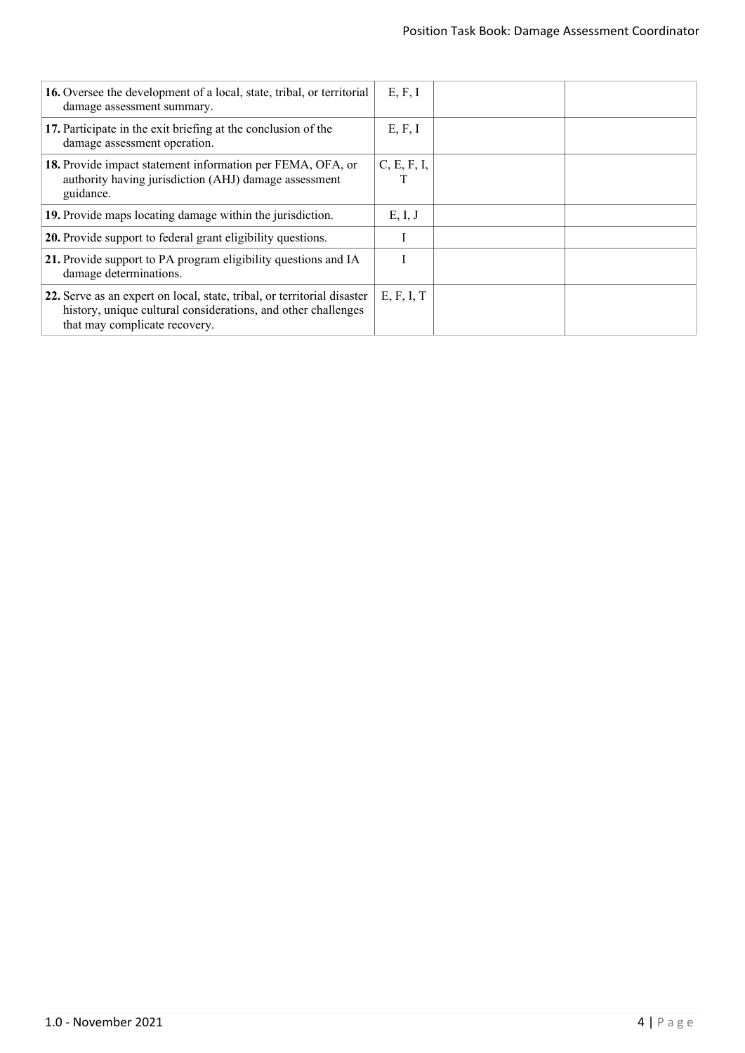| | | | |
|---|---|---|---|
| **16.** Oversee the development of a local, state, tribal, or territorial damage assessment summary. | E, F, I | | |
| **17.** Participate in the exit briefing at the conclusion of the damage assessment operation. | E, F, I | | |
| **18.** Provide impact statement information per FEMA, OFA, or authority having jurisdiction (AHJ) damage assessment guidance. | C, E, F, I, T | | |
| **19.** Provide maps locating damage within the jurisdiction. | E, I, J | | |
| **20.** Provide support to federal grant eligibility questions. | I | | |
| **21.** Provide support to PA program eligibility questions and IA damage determinations. | I | | |
| **22.** Serve as an expert on local, state, tribal, or territorial disaster history, unique cultural considerations, and other challenges that may complicate recovery. | E, F, I, T | | |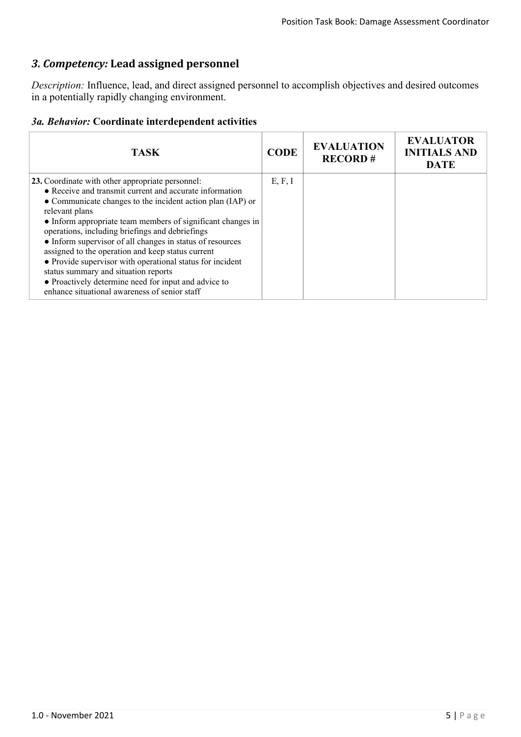## *3. Competency:* Lead assigned personnel

*Description:* Influence, lead, and direct assigned personnel to accomplish objectives and desired outcomes in a potentially rapidly changing environment.

### *3a. Behavior:* Coordinate interdependent activities

| TASK | CODE | EVALUATION RECORD # | EVALUATOR INITIALS AND DATE |
|---|---|---|---|
| **23.** Coordinate with other appropriate personnel:<br>● Receive and transmit current and accurate information<br>● Communicate changes to the incident action plan (IAP) or relevant plans<br>● Inform appropriate team members of significant changes in operations, including briefings and debriefings<br>● Inform supervisor of all changes in status of resources assigned to the operation and keep status current<br>● Provide supervisor with operational status for incident status summary and situation reports<br>● Proactively determine need for input and advice to enhance situational awareness of senior staff | E, F, I | | |